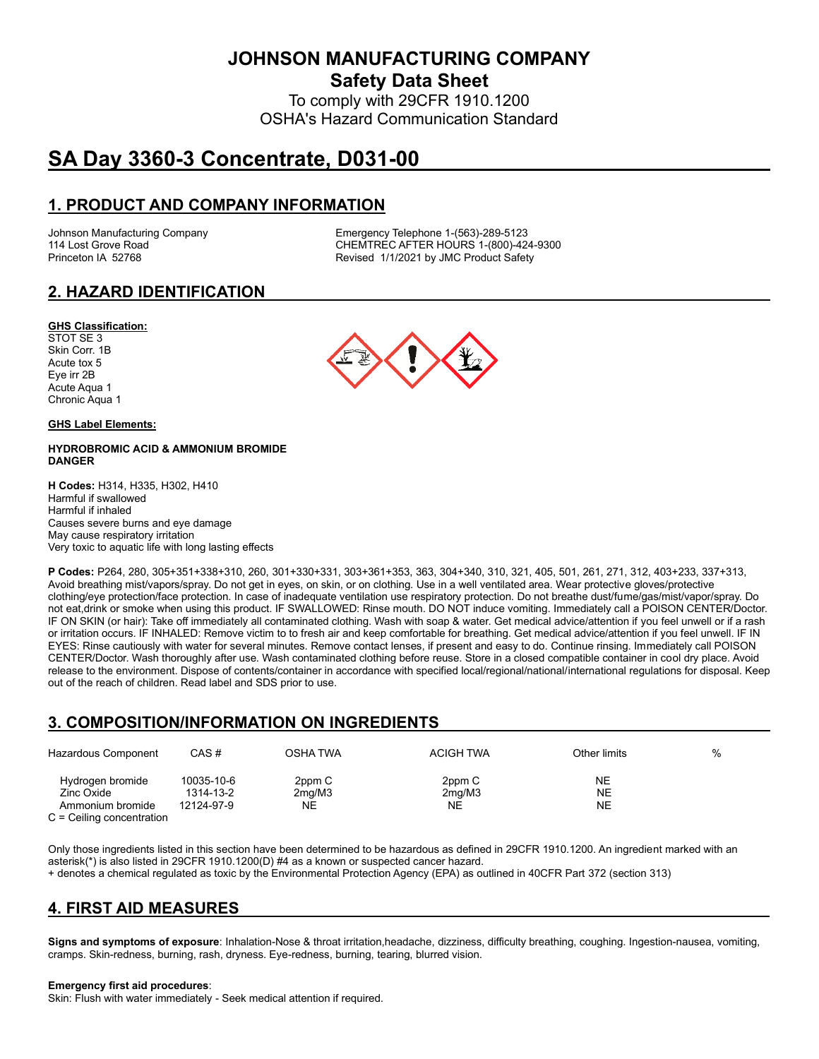# JOHNSON MANUFACTURING COMPANY

## Safety Data Sheet

To comply with 29CFR 1910.1200
OSHA's Hazard Communication Standard

# SA Day 3360-3 Concentrate, D031-00

## 1. PRODUCT AND COMPANY INFORMATION

Johnson Manufacturing Company
114 Lost Grove Road
Princeton IA 52768

Emergency Telephone 1-(563)-289-5123
CHEMTREC AFTER HOURS 1-(800)-424-9300
Revised 1/1/2021 by JMC Product Safety

## 2. HAZARD IDENTIFICATION

**GHS Classification:**

STOT SE 3
Skin Corr. 1B
Acute tox 5
Eye irr 2B
Acute Aqua 1
Chronic Aqua 1

**GHS Label Elements:**

**HYDROBROMIC ACID & AMMONIUM BROMIDE**
**DANGER**

**H Codes:** H314, H335, H302, H410
Harmful if swallowed
Harmful if inhaled
Causes severe burns and eye damage
May cause respiratory irritation
Very toxic to aquatic life with long lasting effects

**P Codes:** P264, 280, 305+351+338+310, 260, 301+330+331, 303+361+353, 363, 304+340, 310, 321, 405, 501, 261, 271, 312, 403+233, 337+313, Avoid breathing mist/vapors/spray. Do not get in eyes, on skin, or on clothing. Use in a well ventilated area. Wear protective gloves/protective clothing/eye protection/face protection. In case of inadequate ventilation use respiratory protection. Do not breathe dust/fume/gas/mist/vapor/spray. Do not eat,drink or smoke when using this product. IF SWALLOWED: Rinse mouth. DO NOT induce vomiting. Immediately call a POISON CENTER/Doctor. IF ON SKIN (or hair): Take off immediately all contaminated clothing. Wash with soap & water. Get medical advice/attention if you feel unwell or if a rash or irritation occurs. IF INHALED: Remove victim to to fresh air and keep comfortable for breathing. Get medical advice/attention if you feel unwell. IF IN EYES: Rinse cautiously with water for several minutes. Remove contact lenses, if present and easy to do. Continue rinsing. Immediately call POISON CENTER/Doctor. Wash thoroughly after use. Wash contaminated clothing before reuse. Store in a closed compatible container in cool dry place. Avoid release to the environment. Dispose of contents/container in accordance with specified local/regional/national/international regulations for disposal. Keep out of the reach of children. Read label and SDS prior to use.

## 3. COMPOSITION/INFORMATION ON INGREDIENTS

| Hazardous Component | CAS # | OSHA TWA | ACIGH TWA | Other limits | % |
|---|---|---|---|---|---|
| Hydrogen bromide | 10035-10-6 | 2ppm C | 2ppm C | NE | |
| Zinc Oxide | 1314-13-2 | 2mg/M3 | 2mg/M3 | NE | |
| Ammonium bromide | 12124-97-9 | NE | NE | NE | |

C = Ceiling concentration

Only those ingredients listed in this section have been determined to be hazardous as defined in 29CFR 1910.1200. An ingredient marked with an asterisk(*) is also listed in 29CFR 1910.1200(D) #4 as a known or suspected cancer hazard.
+ denotes a chemical regulated as toxic by the Environmental Protection Agency (EPA) as outlined in 40CFR Part 372 (section 313)

## 4. FIRST AID MEASURES

**Signs and symptoms of exposure**: Inhalation-Nose & throat irritation,headache, dizziness, difficulty breathing, coughing. Ingestion-nausea, vomiting, cramps. Skin-redness, burning, rash, dryness. Eye-redness, burning, tearing, blurred vision.

**Emergency first aid procedures**:
Skin: Flush with water immediately - Seek medical attention if required.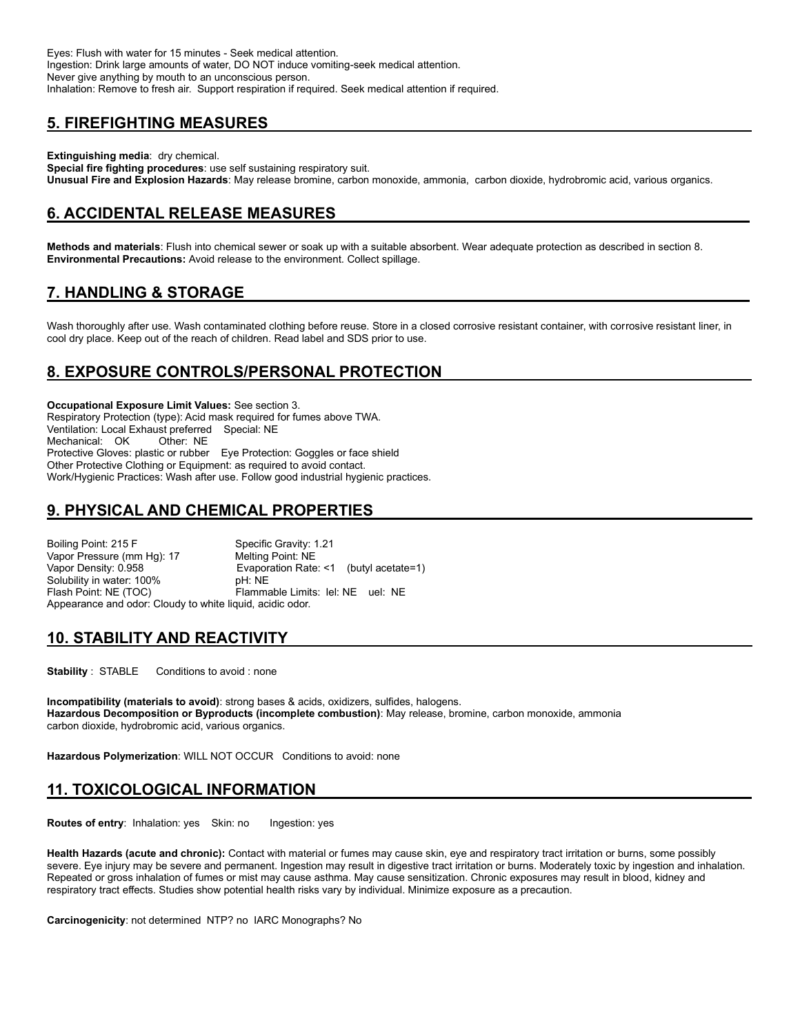Eyes: Flush with water for 15 minutes - Seek medical attention.
Ingestion: Drink large amounts of water, DO NOT induce vomiting-seek medical attention.
Never give anything by mouth to an unconscious person.
Inhalation: Remove to fresh air. Support respiration if required. Seek medical attention if required.

## 5. FIREFIGHTING MEASURES

**Extinguishing media**: dry chemical.
**Special fire fighting procedures**: use self sustaining respiratory suit.
**Unusual Fire and Explosion Hazards**: May release bromine, carbon monoxide, ammonia, carbon dioxide, hydrobromic acid, various organics.

## 6. ACCIDENTAL RELEASE MEASURES

**Methods and materials**: Flush into chemical sewer or soak up with a suitable absorbent. Wear adequate protection as described in section 8.
**Environmental Precautions:** Avoid release to the environment. Collect spillage.

## 7. HANDLING & STORAGE

Wash thoroughly after use. Wash contaminated clothing before reuse. Store in a closed corrosive resistant container, with corrosive resistant liner, in cool dry place. Keep out of the reach of children. Read label and SDS prior to use.

## 8. EXPOSURE CONTROLS/PERSONAL PROTECTION

**Occupational Exposure Limit Values:** See section 3.
Respiratory Protection (type): Acid mask required for fumes above TWA.
Ventilation: Local Exhaust preferred Special: NE
Mechanical: OK Other: NE
Protective Gloves: plastic or rubber Eye Protection: Goggles or face shield
Other Protective Clothing or Equipment: as required to avoid contact.
Work/Hygienic Practices: Wash after use. Follow good industrial hygienic practices.

## 9. PHYSICAL AND CHEMICAL PROPERTIES

Boiling Point: 215 F
Specific Gravity: 1.21
Vapor Pressure (mm Hg): 17
Melting Point: NE
Vapor Density: 0.958
Evaporation Rate: <1 (butyl acetate=1)
Solubility in water: 100%
pH: NE
Flash Point: NE (TOC)
Flammable Limits: lel: NE uel: NE
Appearance and odor: Cloudy to white liquid, acidic odor.

## 10. STABILITY AND REACTIVITY

**Stability** : STABLE Conditions to avoid : none

**Incompatibility (materials to avoid)**: strong bases & acids, oxidizers, sulfides, halogens.
**Hazardous Decomposition or Byproducts (incomplete combustion)**: May release, bromine, carbon monoxide, ammonia carbon dioxide, hydrobromic acid, various organics.

**Hazardous Polymerization**: WILL NOT OCCUR Conditions to avoid: none

## 11. TOXICOLOGICAL INFORMATION

**Routes of entry**: Inhalation: yes Skin: no Ingestion: yes

**Health Hazards (acute and chronic):** Contact with material or fumes may cause skin, eye and respiratory tract irritation or burns, some possibly severe. Eye injury may be severe and permanent. Ingestion may result in digestive tract irritation or burns. Moderately toxic by ingestion and inhalation. Repeated or gross inhalation of fumes or mist may cause asthma. May cause sensitization. Chronic exposures may result in blood, kidney and respiratory tract effects. Studies show potential health risks vary by individual. Minimize exposure as a precaution.

**Carcinogenicity**: not determined NTP? no IARC Monographs? No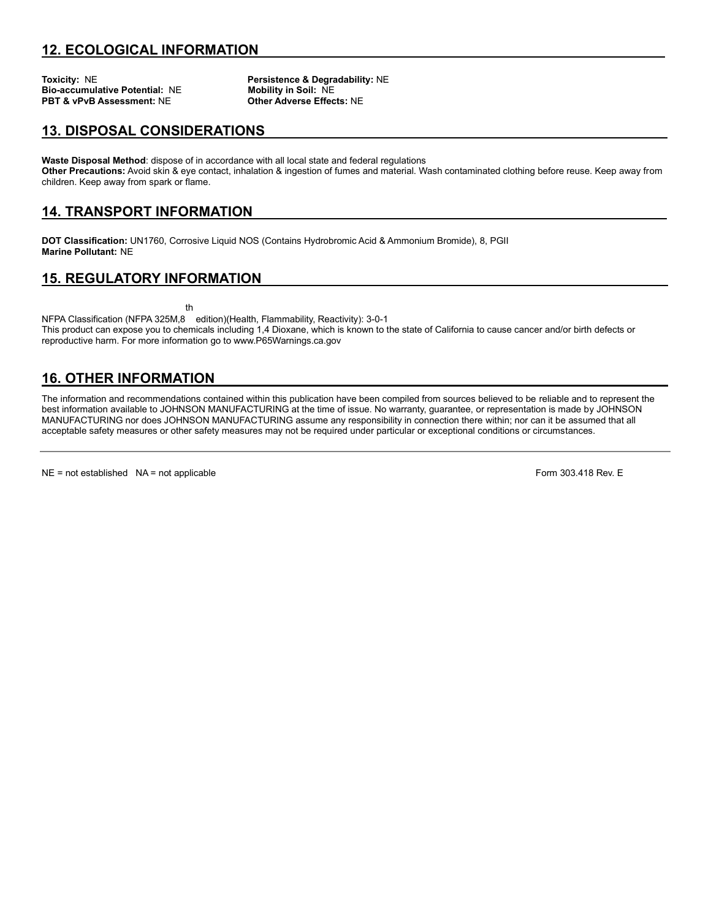## 12. ECOLOGICAL INFORMATION

**Toxicity:** NE
**Bio-accumulative Potential:** NE
**PBT & vPvB Assessment:** NE
**Persistence & Degradability:** NE
**Mobility in Soil:** NE
**Other Adverse Effects:** NE

## 13. DISPOSAL CONSIDERATIONS

**Waste Disposal Method**: dispose of in accordance with all local state and federal regulations
**Other Precautions:** Avoid skin & eye contact, inhalation & ingestion of fumes and material. Wash contaminated clothing before reuse. Keep away from children. Keep away from spark or flame.

## 14. TRANSPORT INFORMATION

**DOT Classification:** UN1760, Corrosive Liquid NOS (Contains Hydrobromic Acid & Ammonium Bromide), 8, PGII
**Marine Pollutant:** NE

## 15. REGULATORY INFORMATION

NFPA Classification (NFPA 325M,8th edition)(Health, Flammability, Reactivity): 3-0-1
This product can expose you to chemicals including 1,4 Dioxane, which is known to the state of California to cause cancer and/or birth defects or reproductive harm. For more information go to www.P65Warnings.ca.gov

## 16. OTHER INFORMATION

The information and recommendations contained within this publication have been compiled from sources believed to be reliable and to represent the best information available to JOHNSON MANUFACTURING at the time of issue. No warranty, guarantee, or representation is made by JOHNSON MANUFACTURING nor does JOHNSON MANUFACTURING assume any responsibility in connection there within; nor can it be assumed that all acceptable safety measures or other safety measures may not be required under particular or exceptional conditions or circumstances.

---

NE = not established   NA = not applicable

Form 303.418 Rev. E